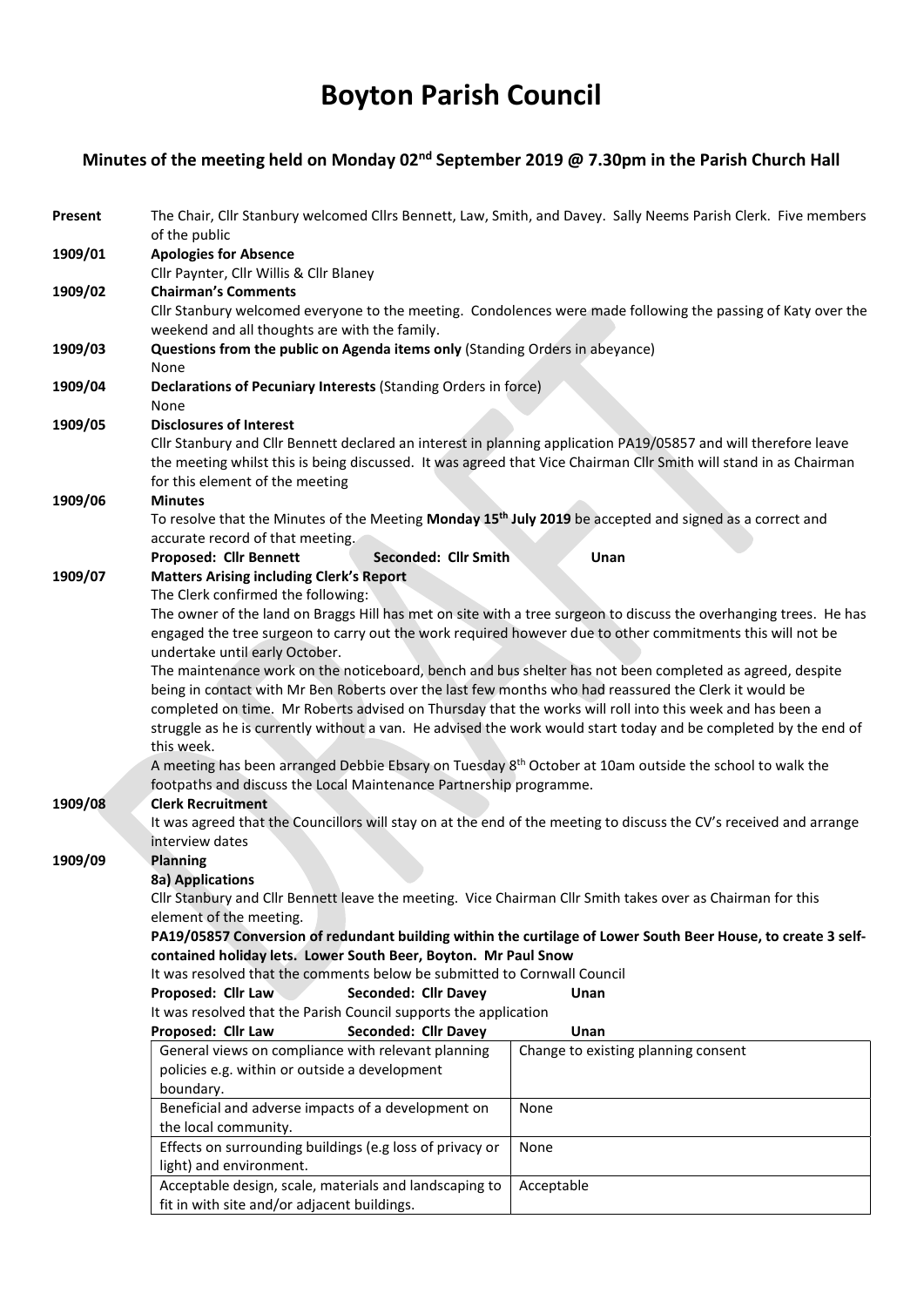# Boyton Parish Council

## Minutes of the meeting held on Monday 02nd September 2019 @ 7.30pm in the Parish Church Hall

**Present** The Chair, Cllr Stanbury welcomed Cllrs Bennett, Law, Smith, and Davey. Sally Neems Parish Clerk. Five members of the public

**1909/01 Apologies for Absence**

Cllr Paynter, Cllr Willis & Cllr Blaney

**1909/02 Chairman's Comments**

Cllr Stanbury welcomed everyone to the meeting. Condolences were made following the passing of Katy over the weekend and all thoughts are with the family.

**1909/03 Questions from the public on Agenda items only** (Standing Orders in abeyance)

None

**1909/04 Declarations of Pecuniary Interests** (Standing Orders in force)

None

**1909/05 Disclosures of Interest**

Cllr Stanbury and Cllr Bennett declared an interest in planning application PA19/05857 and will therefore leave the meeting whilst this is being discussed. It was agreed that Vice Chairman Cllr Smith will stand in as Chairman for this element of the meeting

**1909/06 Minutes**

To resolve that the Minutes of the Meeting **Monday 15th July 2019** be accepted and signed as a correct and accurate record of that meeting.

**Proposed: Cllr Bennett** **Seconded: Cllr Smith** **Unan**

**1909/07 Matters Arising including Clerk's Report**

The Clerk confirmed the following:

The owner of the land on Braggs Hill has met on site with a tree surgeon to discuss the overhanging trees. He has engaged the tree surgeon to carry out the work required however due to other commitments this will not be undertake until early October.

The maintenance work on the noticeboard, bench and bus shelter has not been completed as agreed, despite being in contact with Mr Ben Roberts over the last few months who had reassured the Clerk it would be completed on time. Mr Roberts advised on Thursday that the works will roll into this week and has been a struggle as he is currently without a van. He advised the work would start today and be completed by the end of this week.

A meeting has been arranged Debbie Ebsary on Tuesday 8th October at 10am outside the school to walk the footpaths and discuss the Local Maintenance Partnership programme.

**1909/08 Clerk Recruitment**

It was agreed that the Councillors will stay on at the end of the meeting to discuss the CV's received and arrange interview dates

**1909/09 Planning**

**8a) Applications**

Cllr Stanbury and Cllr Bennett leave the meeting. Vice Chairman Cllr Smith takes over as Chairman for this element of the meeting.

**PA19/05857 Conversion of redundant building within the curtilage of Lower South Beer House, to create 3 self-contained holiday lets. Lower South Beer, Boyton. Mr Paul Snow**

It was resolved that the comments below be submitted to Cornwall Council

**Proposed: Cllr Law** **Seconded: Cllr Davey** **Unan**

It was resolved that the Parish Council supports the application

**Proposed: Cllr Law** **Seconded: Cllr Davey** **Unan**

| | |
|---|---|
| General views on compliance with relevant planning policies e.g. within or outside a development boundary. | Change to existing planning consent |
| Beneficial and adverse impacts of a development on the local community. | None |
| Effects on surrounding buildings (e.g loss of privacy or light) and environment. | None |
| Acceptable design, scale, materials and landscaping to fit in with site and/or adjacent buildings. | Acceptable |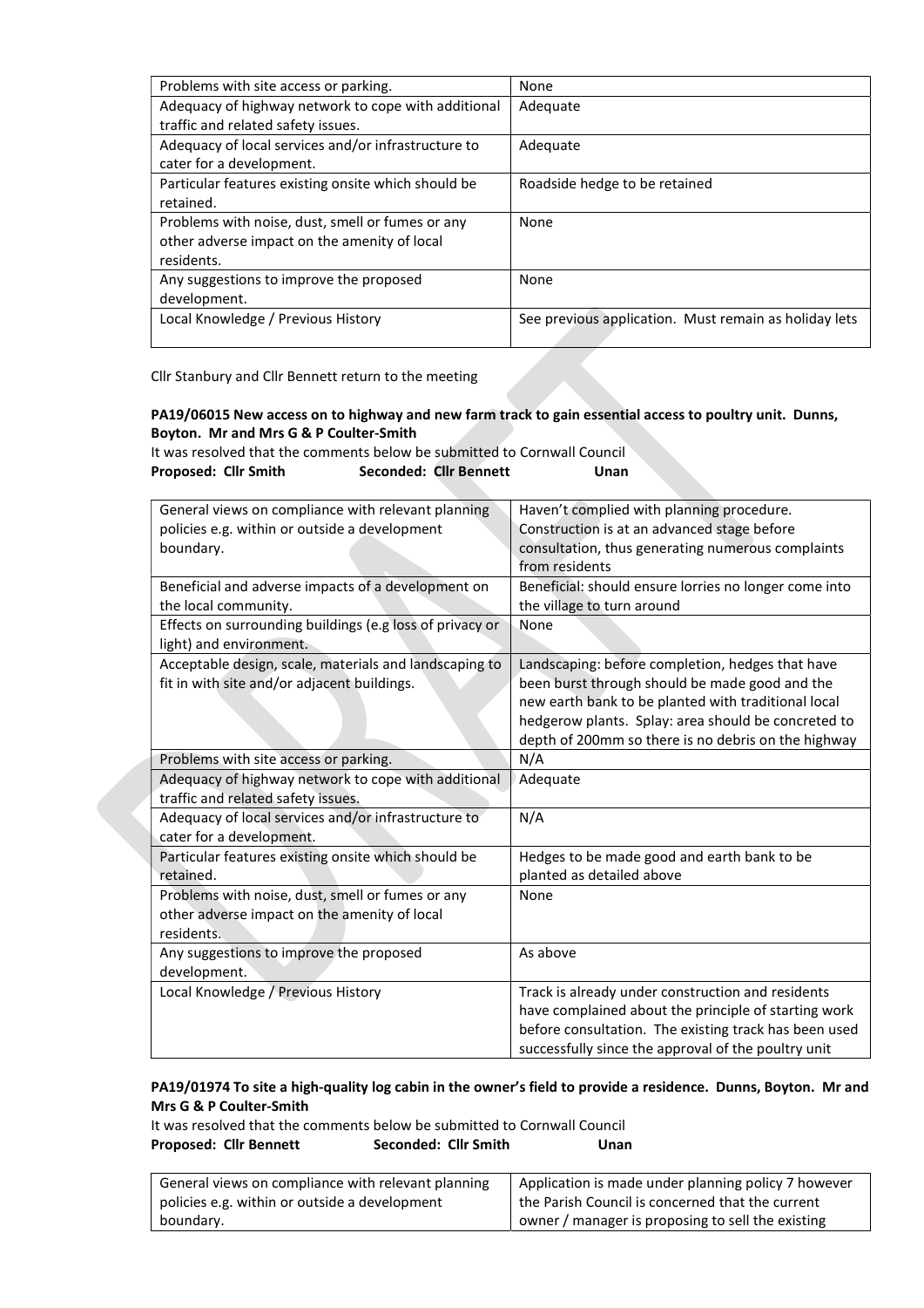| Problems with site access or parking. | None |
|---|---|
| Adequacy of highway network to cope with additional traffic and related safety issues. | Adequate |
| Adequacy of local services and/or infrastructure to cater for a development. | Adequate |
| Particular features existing onsite which should be retained. | Roadside hedge to be retained |
| Problems with noise, dust, smell or fumes or any other adverse impact on the amenity of local residents. | None |
| Any suggestions to improve the proposed development. | None |
| Local Knowledge / Previous History | See previous application. Must remain as holiday lets |

Cllr Stanbury and Cllr Bennett return to the meeting

**PA19/06015 New access on to highway and new farm track to gain essential access to poultry unit. Dunns, Boyton. Mr and Mrs G & P Coulter-Smith**

It was resolved that the comments below be submitted to Cornwall Council

**Proposed: Cllr Smith Seconded: Cllr Bennett Unan**

| General views on compliance with relevant planning policies e.g. within or outside a development boundary. | Haven't complied with planning procedure. Construction is at an advanced stage before consultation, thus generating numerous complaints from residents |
|---|---|
| Beneficial and adverse impacts of a development on the local community. | Beneficial: should ensure lorries no longer come into the village to turn around |
| Effects on surrounding buildings (e.g loss of privacy or light) and environment. | None |
| Acceptable design, scale, materials and landscaping to fit in with site and/or adjacent buildings. | Landscaping: before completion, hedges that have been burst through should be made good and the new earth bank to be planted with traditional local hedgerow plants. Splay: area should be concreted to depth of 200mm so there is no debris on the highway |
| Problems with site access or parking. | N/A |
| Adequacy of highway network to cope with additional traffic and related safety issues. | Adequate |
| Adequacy of local services and/or infrastructure to cater for a development. | N/A |
| Particular features existing onsite which should be retained. | Hedges to be made good and earth bank to be planted as detailed above |
| Problems with noise, dust, smell or fumes or any other adverse impact on the amenity of local residents. | None |
| Any suggestions to improve the proposed development. | As above |
| Local Knowledge / Previous History | Track is already under construction and residents have complained about the principle of starting work before consultation. The existing track has been used successfully since the approval of the poultry unit |

**PA19/01974 To site a high-quality log cabin in the owner's field to provide a residence. Dunns, Boyton. Mr and Mrs G & P Coulter-Smith**

It was resolved that the comments below be submitted to Cornwall Council

**Proposed: Cllr Bennett Seconded: Cllr Smith Unan**

| General views on compliance with relevant planning policies e.g. within or outside a development boundary. | Application is made under planning policy 7 however the Parish Council is concerned that the current owner / manager is proposing to sell the existing |
|---|---|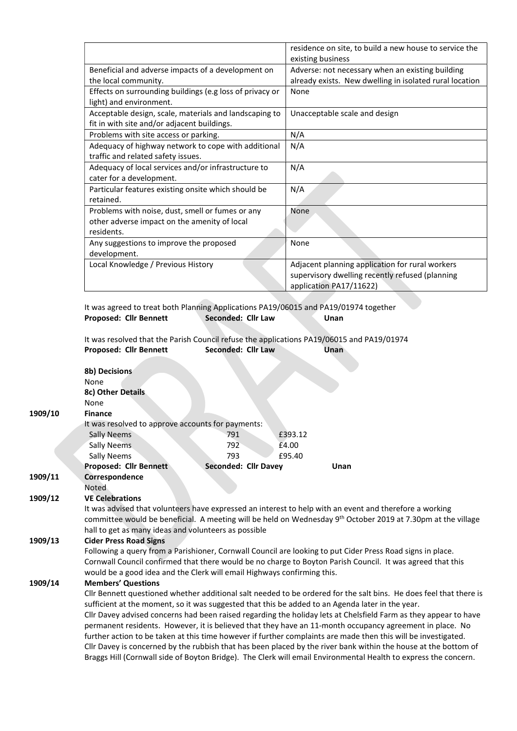| | |
|---|---|
| | residence on site, to build a new house to service the existing business |
| Beneficial and adverse impacts of a development on the local community. | Adverse: not necessary when an existing building already exists. New dwelling in isolated rural location |
| Effects on surrounding buildings (e.g loss of privacy or light) and environment. | None |
| Acceptable design, scale, materials and landscaping to fit in with site and/or adjacent buildings. | Unacceptable scale and design |
| Problems with site access or parking. | N/A |
| Adequacy of highway network to cope with additional traffic and related safety issues. | N/A |
| Adequacy of local services and/or infrastructure to cater for a development. | N/A |
| Particular features existing onsite which should be retained. | N/A |
| Problems with noise, dust, smell or fumes or any other adverse impact on the amenity of local residents. | None |
| Any suggestions to improve the proposed development. | None |
| Local Knowledge / Previous History | Adjacent planning application for rural workers supervisory dwelling recently refused (planning application PA17/11622) |

It was agreed to treat both Planning Applications PA19/06015 and PA19/01974 together
**Proposed: Cllr Bennett** **Seconded: Cllr Law** **Unan**

It was resolved that the Parish Council refuse the applications PA19/06015 and PA19/01974
**Proposed: Cllr Bennett** **Seconded: Cllr Law** **Unan**

**8b) Decisions**
None
**8c) Other Details**
None

**1909/10 Finance**

It was resolved to approve accounts for payments:

| | | |
|---|---|---|
| Sally Neems | 791 | £393.12 |
| Sally Neems | 792 | £4.00 |
| Sally Neems | 793 | £95.40 |

**Proposed: Cllr Bennett** **Seconded: Cllr Davey** **Unan**

**1909/11 Correspondence**

Noted

**1909/12 VE Celebrations**

It was advised that volunteers have expressed an interest to help with an event and therefore a working committee would be beneficial. A meeting will be held on Wednesday 9th October 2019 at 7.30pm at the village hall to get as many ideas and volunteers as possible

**1909/13 Cider Press Road Signs**

Following a query from a Parishioner, Cornwall Council are looking to put Cider Press Road signs in place. Cornwall Council confirmed that there would be no charge to Boyton Parish Council. It was agreed that this would be a good idea and the Clerk will email Highways confirming this.

**1909/14 Members' Questions**

Cllr Bennett questioned whether additional salt needed to be ordered for the salt bins. He does feel that there is sufficient at the moment, so it was suggested that this be added to an Agenda later in the year.

Cllr Davey advised concerns had been raised regarding the holiday lets at Chelsfield Farm as they appear to have permanent residents. However, it is believed that they have an 11-month occupancy agreement in place. No further action to be taken at this time however if further complaints are made then this will be investigated.

Cllr Davey is concerned by the rubbish that has been placed by the river bank within the house at the bottom of Braggs Hill (Cornwall side of Boyton Bridge). The Clerk will email Environmental Health to express the concern.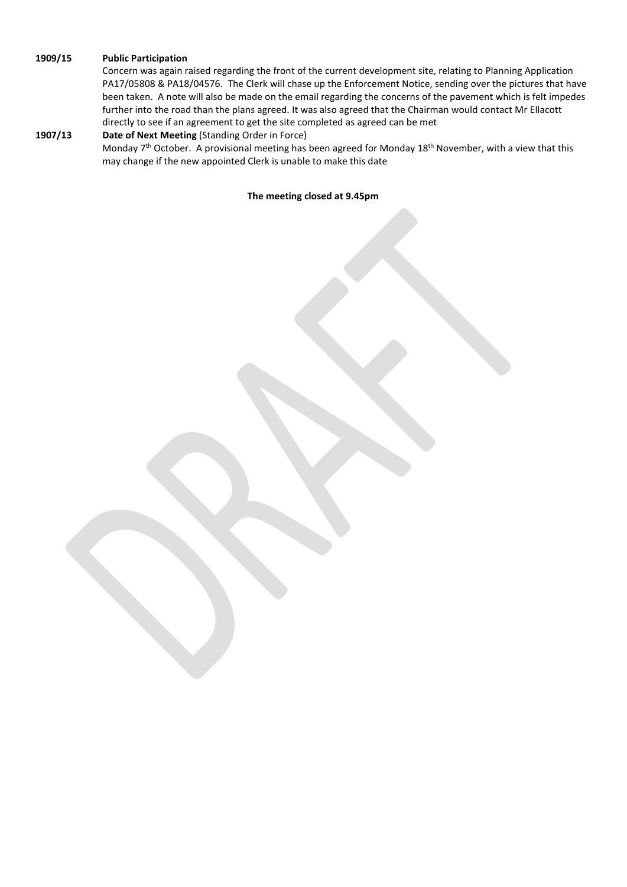**1909/15 Public Participation**

Concern was again raised regarding the front of the current development site, relating to Planning Application PA17/05808 & PA18/04576. The Clerk will chase up the Enforcement Notice, sending over the pictures that have been taken. A note will also be made on the email regarding the concerns of the pavement which is felt impedes further into the road than the plans agreed. It was also agreed that the Chairman would contact Mr Ellacott directly to see if an agreement to get the site completed as agreed can be met

**1907/13 Date of Next Meeting** (Standing Order in Force)

Monday 7th October. A provisional meeting has been agreed for Monday 18th November, with a view that this may change if the new appointed Clerk is unable to make this date

**The meeting closed at 9.45pm**

DRAFT